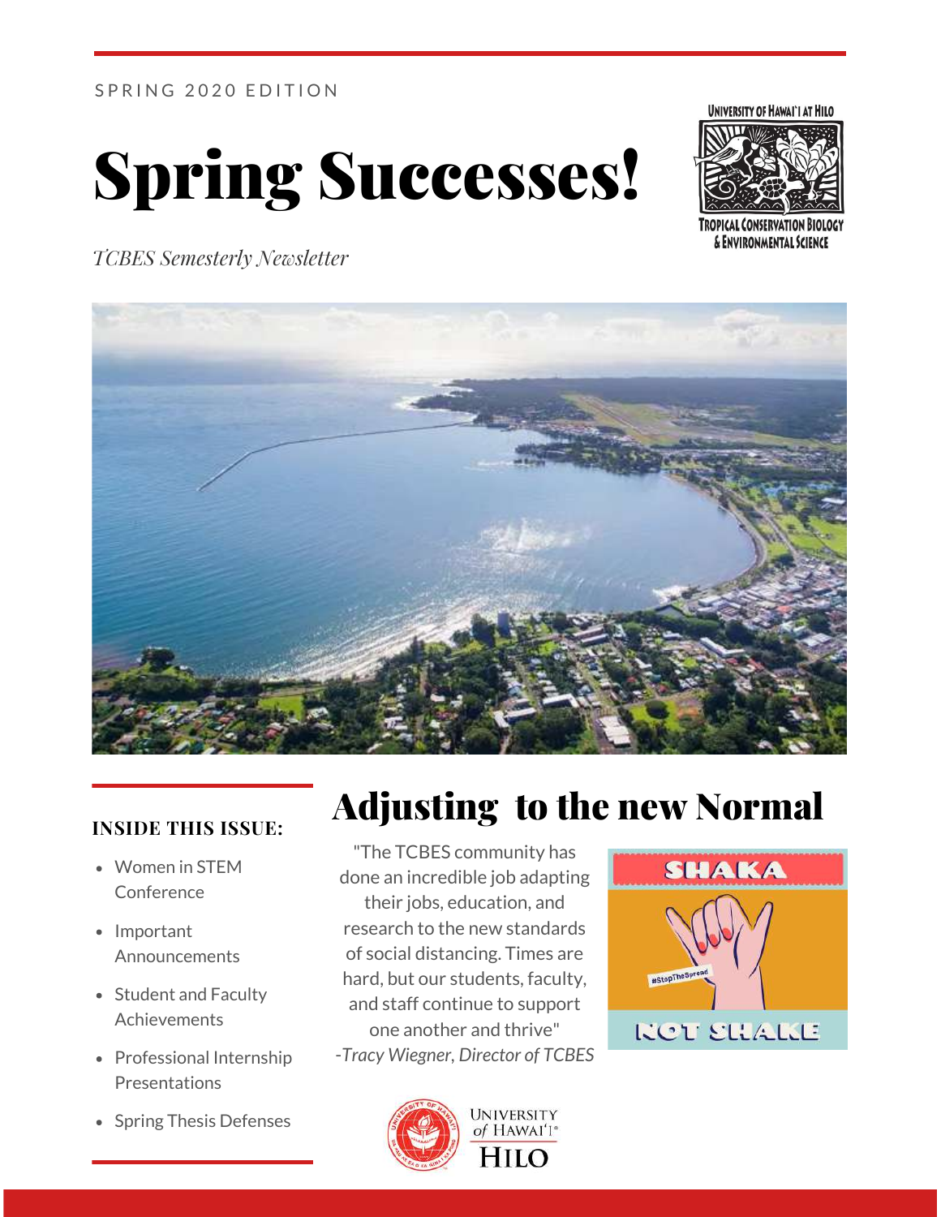SPRING 2020 EDITION

# Spring Successes!

*TCBES Semesterly Newsletter*

University of Hawai'i at Hilo
Tropical Conservation Biology & Environmental Science

**INSIDE THIS ISSUE:**

- Women in STEM Conference
- Important Announcements
- Student and Faculty Achievements
- Professional Internship Presentations
- Spring Thesis Defenses

## Adjusting to the new Normal

"The TCBES community has done an incredible job adapting their jobs, education, and research to the new standards of social distancing. Times are hard, but our students, faculty, and staff continue to support one another and thrive"
*-Tracy Wiegner, Director of TCBES*

SHAKA #StopTheSpread NOT SHAKE

University of Hawai'i Hilo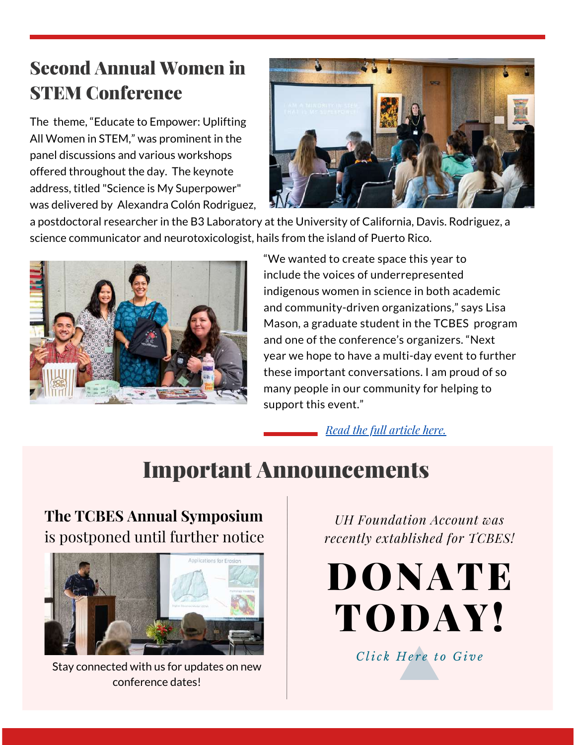## Second Annual Women in STEM Conference

The theme, "Educate to Empower: Uplifting All Women in STEM," was prominent in the panel discussions and various workshops offered throughout the day. The keynote address, titled "Science is My Superpower" was delivered by Alexandra Colón Rodriguez, a postdoctoral researcher in the B3 Laboratory at the University of California, Davis. Rodriguez, a science communicator and neurotoxicologist, hails from the island of Puerto Rico.

"We wanted to create space this year to include the voices of underrepresented indigenous women in science in both academic and community-driven organizations," says Lisa Mason, a graduate student in the TCBES program and one of the conference's organizers. "Next year we hope to have a multi-day event to further these important conversations. I am proud of so many people in our community for helping to support this event."

*Read the full article here.*

# Important Announcements

### The TCBES Annual Symposium is postponed until further notice

Stay connected with us for updates on new conference dates!

*UH Foundation Account was recently extablished for TCBES!*

# DONATE TODAY!

*Click Here to Give*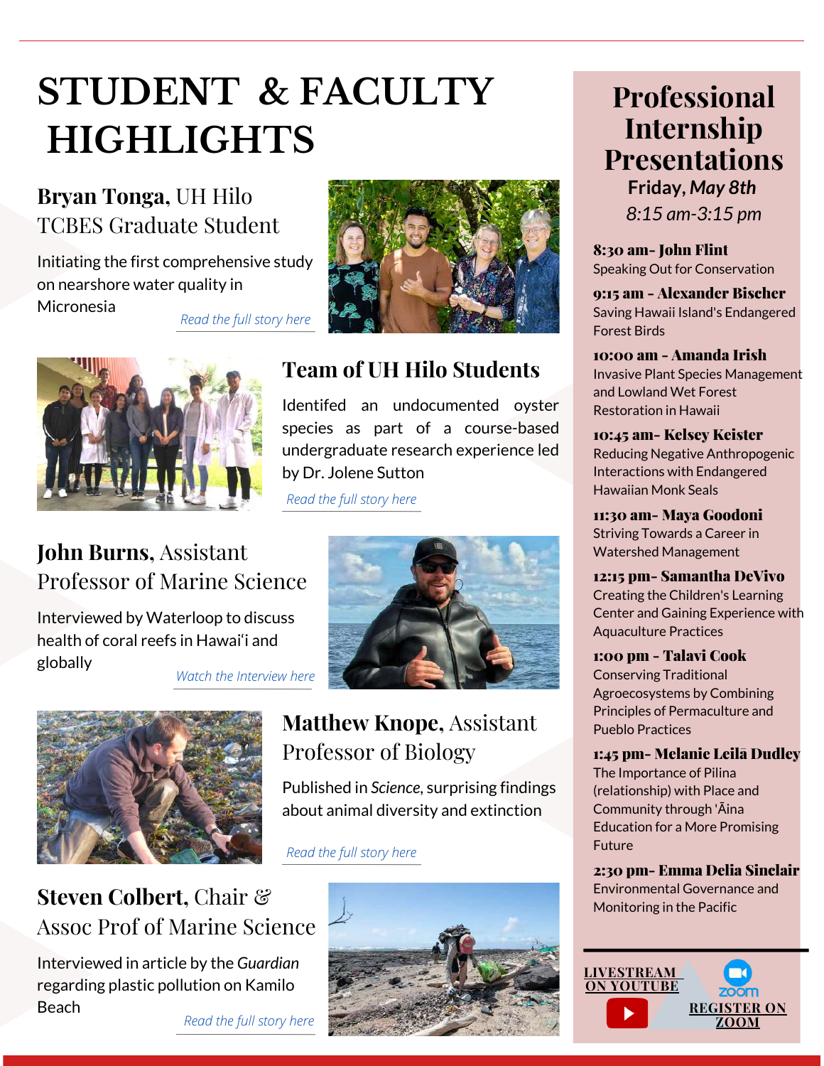# STUDENT & FACULTY HIGHLIGHTS

## **Bryan Tonga**, UH Hilo TCBES Graduate Student

Initiating the first comprehensive study on nearshore water quality in Micronesia

*Read the full story here*

## Team of UH Hilo Students

Identifed an undocumented oyster species as part of a course-based undergraduate research experience led by Dr. Jolene Sutton

*Read the full story here*

## **John Burns**, Assistant Professor of Marine Science

Interviewed by Waterloop to discuss health of coral reefs in Hawaiʻi and globally

*Watch the Interview here*

## **Matthew Knope**, Assistant Professor of Biology

Published in *Science*, surprising findings about animal diversity and extinction

*Read the full story here*

## **Steven Colbert**, Chair & Assoc Prof of Marine Science

Interviewed in article by the *Guardian* regarding plastic pollution on Kamilo Beach

*Read the full story here*

# Professional Internship Presentations

**Friday, *May 8th***

*8:15 am-3:15 pm*

**8:30 am- John Flint**
Speaking Out for Conservation

**9:15 am - Alexander Bischer**
Saving Hawaii Island's Endangered Forest Birds

**10:00 am - Amanda Irish**
Invasive Plant Species Management and Lowland Wet Forest Restoration in Hawaii

**10:45 am- Kelsey Keister**
Reducing Negative Anthropogenic Interactions with Endangered Hawaiian Monk Seals

**11:30 am- Maya Goodoni**
Striving Towards a Career in Watershed Management

**12:15 pm- Samantha DeVivo**
Creating the Children's Learning Center and Gaining Experience with Aquaculture Practices

**1:00 pm - Talavi Cook**
Conserving Traditional Agroecosystems by Combining Principles of Permaculture and Pueblo Practices

**1:45 pm- Melanie Leilā Dudley**
The Importance of Pilina (relationship) with Place and Community through ʻĀina Education for a More Promising Future

**2:30 pm- Emma Delia Sinclair**
Environmental Governance and Monitoring in the Pacific

**LIVESTREAM ON YOUTUBE**

**REGISTER ON ZOOM**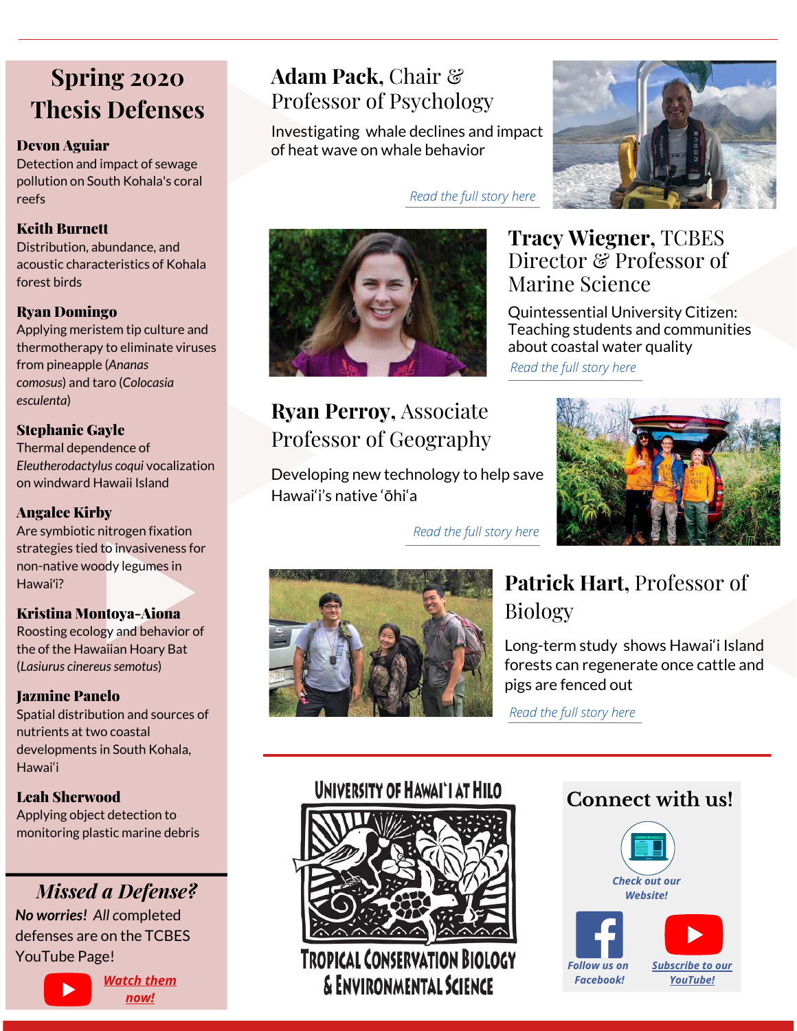## Spring 2020 Thesis Defenses

**Devon Aguiar**
Detection and impact of sewage pollution on South Kohala's coral reefs

**Keith Burnett**
Distribution, abundance, and acoustic characteristics of Kohala forest birds

**Ryan Domingo**
Applying meristem tip culture and thermotherapy to eliminate viruses from pineapple (*Ananas comosus*) and taro (*Colocasia esculenta*)

**Stephanie Gayle**
Thermal dependence of *Eleutherodactylus coqui* vocalization on windward Hawaii Island

**Angalee Kirby**
Are symbiotic nitrogen fixation strategies tied to invasiveness for non-native woody legumes in Hawaiʻi?

**Kristina Montoya-Aiona**
Roosting ecology and behavior of the of the Hawaiian Hoary Bat (*Lasiurus cinereus semotus*)

**Jazmine Panelo**
Spatial distribution and sources of nutrients at two coastal developments in South Kohala, Hawaiʻi

**Leah Sherwood**
Applying object detection to monitoring plastic marine debris

### *Missed a Defense?*

***No worries!*** *All* completed defenses are on the TCBES YouTube Page!

***Watch them now!***

## **Adam Pack**, Chair & Professor of Psychology

Investigating whale declines and impact of heat wave on whale behavior

*Read the full story here*

## **Tracy Wiegner**, TCBES Director & Professor of Marine Science

Quintessential University Citizen: Teaching students and communities about coastal water quality

*Read the full story here*

## **Ryan Perroy**, Associate Professor of Geography

Developing new technology to help save Hawaiʻi's native ʻōhiʻa

*Read the full story here*

## **Patrick Hart**, Professor of Biology

Long-term study shows Hawaiʻi Island forests can regenerate once cattle and pigs are fenced out

*Read the full story here*

University of Hawaiʻi at Hilo
Tropical Conservation Biology & Environmental Science

### Connect with us!

*Check out our Website!*

*Follow us on Facebook!*

*Subscribe to our YouTube!*